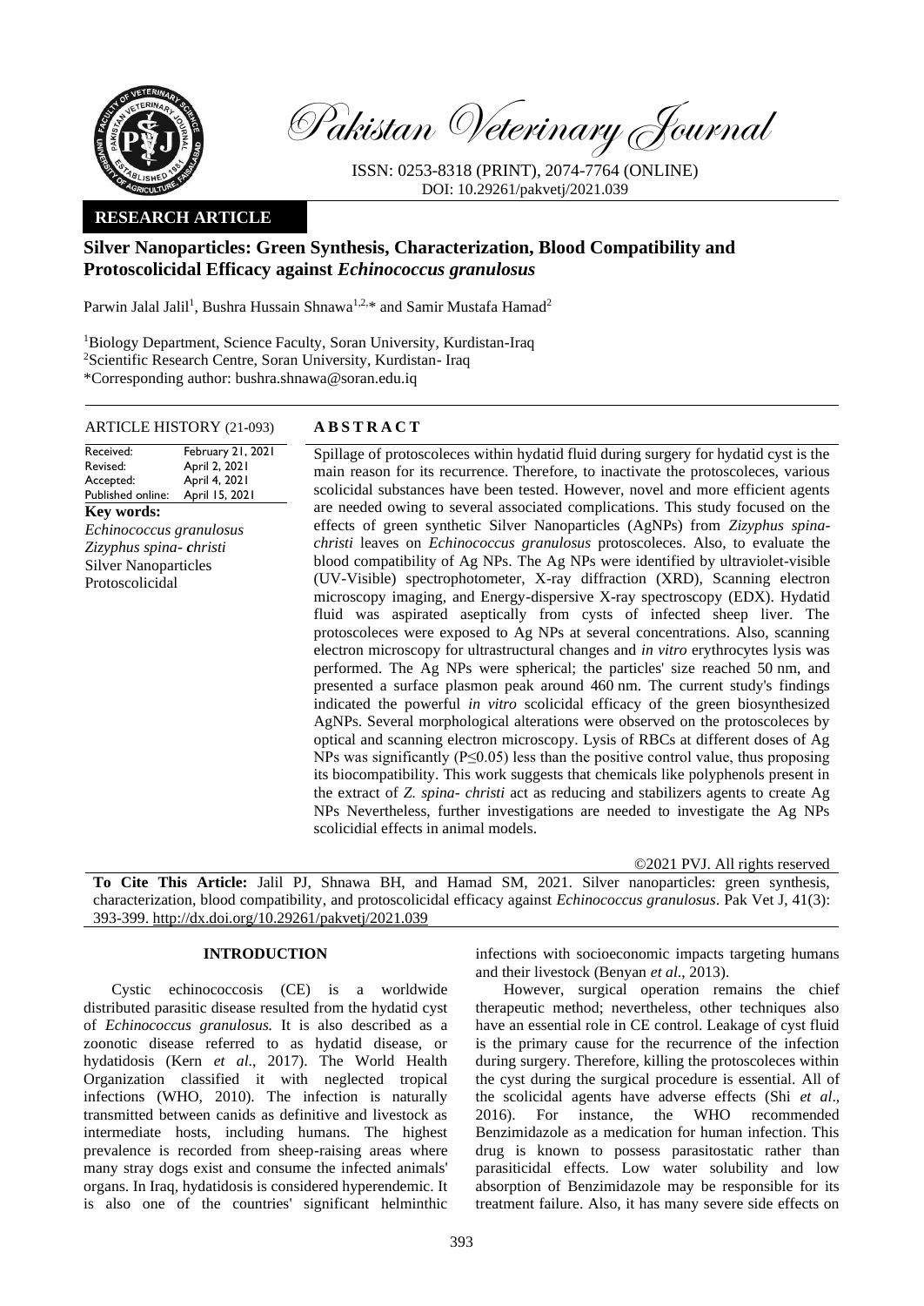# Pakistan Veterinary Journal

ISSN: 0253-8318 (PRINT), 2074-7764 (ONLINE)
DOI: 10.29261/pakvetj/2021.039

**RESEARCH ARTICLE**

## Silver Nanoparticles: Green Synthesis, Characterization, Blood Compatibility and Protoscolicidal Efficacy against *Echinococcus granulosus*

Parwin Jalal Jalil[1], Bushra Hussain Shnawa[1,2,*] and Samir Mustafa Hamad[2]

[1]Biology Department, Science Faculty, Soran University, Kurdistan-Iraq
[2]Scientific Research Centre, Soran University, Kurdistan- Iraq
*Corresponding author: bushra.shnawa@soran.edu.iq

**ARTICLE HISTORY** (21-093)

| | |
|---|---|
| Received: | February 21, 2021 |
| Revised: | April 2, 2021 |
| Accepted: | April 4, 2021 |
| Published online: | April 15, 2021 |

**Key words:**
*Echinococcus granulosus*
*Zizyphus spina- christi*
Silver Nanoparticles
Protoscolicidal

**ABSTRACT**

Spillage of protoscoleces within hydatid fluid during surgery for hydatid cyst is the main reason for its recurrence. Therefore, to inactivate the protoscoleces, various scolicidal substances have been tested. However, novel and more efficient agents are needed owing to several associated complications. This study focused on the effects of green synthetic Silver Nanoparticles (AgNPs) from *Zizyphus spina-christi* leaves on *Echinococcus granulosus* protoscoleces. Also, to evaluate the blood compatibility of Ag NPs. The Ag NPs were identified by ultraviolet-visible (UV-Visible) spectrophotometer, X-ray diffraction (XRD), Scanning electron microscopy imaging, and Energy-dispersive X-ray spectroscopy (EDX). Hydatid fluid was aspirated aseptically from cysts of infected sheep liver. The protoscoleces were exposed to Ag NPs at several concentrations. Also, scanning electron microscopy for ultrastructural changes and *in vitro* erythrocytes lysis was performed. The Ag NPs were spherical; the particles' size reached 50 nm, and presented a surface plasmon peak around 460 nm. The current study's findings indicated the powerful *in vitro* scolicidal efficacy of the green biosynthesized AgNPs. Several morphological alterations were observed on the protoscoleces by optical and scanning electron microscopy. Lysis of RBCs at different doses of Ag NPs was significantly ($P \leq 0.05$) less than the positive control value, thus proposing its biocompatibility. This work suggests that chemicals like polyphenols present in the extract of *Z. spina- christi* act as reducing and stabilizers agents to create Ag NPs Nevertheless, further investigations are needed to investigate the Ag NPs scolicidial effects in animal models.

©2021 PVJ. All rights reserved

**To Cite This Article:** Jalil PJ, Shnawa BH, and Hamad SM, 2021. Silver nanoparticles: green synthesis, characterization, blood compatibility, and protoscolicidal efficacy against *Echinococcus granulosus*. Pak Vet J, 41(3): 393-399. http://dx.doi.org/10.29261/pakvetj/2021.039

### INTRODUCTION

Cystic echinococcosis (CE) is a worldwide distributed parasitic disease resulted from the hydatid cyst of *Echinococcus granulosus.* It is also described as a zoonotic disease referred to as hydatid disease, or hydatidosis (Kern *et al*., 2017). The World Health Organization classified it with neglected tropical infections (WHO, 2010). The infection is naturally transmitted between canids as definitive and livestock as intermediate hosts, including humans. The highest prevalence is recorded from sheep-raising areas where many stray dogs exist and consume the infected animals' organs. In Iraq, hydatidosis is considered hyperendemic. It is also one of the countries' significant helminthic infections with socioeconomic impacts targeting humans and their livestock (Benyan *et al*., 2013).

However, surgical operation remains the chief therapeutic method; nevertheless, other techniques also have an essential role in CE control. Leakage of cyst fluid is the primary cause for the recurrence of the infection during surgery. Therefore, killing the protoscoleces within the cyst during the surgical procedure is essential. All of the scolicidal agents have adverse effects (Shi *et al*., 2016). For instance, the WHO recommended Benzimidazole as a medication for human infection. This drug is known to possess parasitostatic rather than parasiticidal effects. Low water solubility and low absorption of Benzimidazole may be responsible for its treatment failure. Also, it has many severe side effects on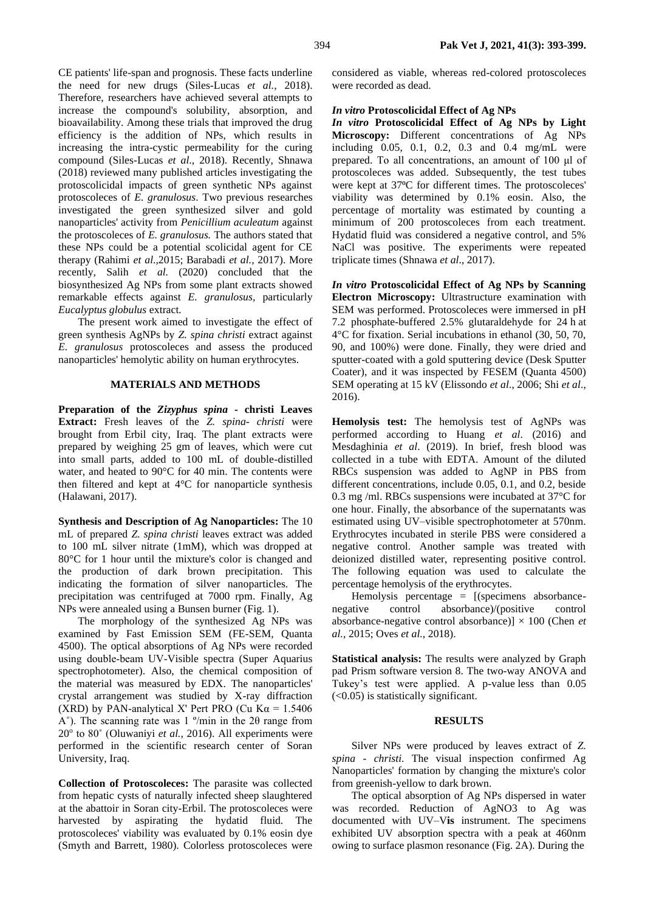CE patients' life-span and prognosis. These facts underline the need for new drugs (Siles-Lucas *et al.,* 2018). Therefore, researchers have achieved several attempts to increase the compound's solubility, absorption, and bioavailability. Among these trials that improved the drug efficiency is the addition of NPs, which results in increasing the intra-cystic permeability for the curing compound (Siles-Lucas *et al*., 2018). Recently, Shnawa (2018) reviewed many published articles investigating the protoscolicidal impacts of green synthetic NPs against protoscoleces of *E. granulosus*. Two previous researches investigated the green synthesized silver and gold nanoparticles' activity from *Penicillium aculeatum* against the protoscoleces of *E. granulosus.* The authors stated that these NPs could be a potential scolicidal agent for CE therapy (Rahimi *et al*.,2015; Barabadi *et al.,* 2017). More recently, Salih *et al.* (2020) concluded that the biosynthesized Ag NPs from some plant extracts showed remarkable effects against *E. granulosus,* particularly *Eucalyptus globulus* extract*.*

The present work aimed to investigate the effect of green synthesis AgNPs by *Z. spina christi* extract against *E. granulosus* protoscoleces and assess the produced nanoparticles' hemolytic ability on human erythrocytes.

## MATERIALS AND METHODS

**Preparation of the *Zizyphus spina* - christi Leaves Extract:** Fresh leaves of the *Z. spina- christi* were brought from Erbil city, Iraq. The plant extracts were prepared by weighing 25 gm of leaves, which were cut into small parts, added to 100 mL of double-distilled water, and heated to 90°C for 40 min. The contents were then filtered and kept at 4°C for nanoparticle synthesis (Halawani, 2017).

**Synthesis and Description of Ag Nanoparticles:** The 10 mL of prepared *Z. spina christi* leaves extract was added to 100 mL silver nitrate (1mM), which was dropped at 80°C for 1 hour until the mixture's color is changed and the production of dark brown precipitation. This indicating the formation of silver nanoparticles. The precipitation was centrifuged at 7000 rpm. Finally, Ag NPs were annealed using a Bunsen burner (Fig. 1).

The morphology of the synthesized Ag NPs was examined by Fast Emission SEM (FE-SEM, Quanta 4500). The optical absorptions of Ag NPs were recorded using double-beam UV-Visible spectra (Super Aquarius spectrophotometer). Also, the chemical composition of the material was measured by EDX. The nanoparticles' crystal arrangement was studied by X-ray diffraction (XRD) by PAN-analytical X' Pert PRO (Cu $K\alpha = 1.5406$ A˚). The scanning rate was 1 º/min in the $2\theta$ range from 20º to 80˚ (Oluwaniyi *et al.,* 2016). All experiments were performed in the scientific research center of Soran University, Iraq.

**Collection of Protoscoleces:** The parasite was collected from hepatic cysts of naturally infected sheep slaughtered at the abattoir in Soran city-Erbil. The protoscoleces were harvested by aspirating the hydatid fluid. The protoscoleces' viability was evaluated by 0.1% eosin dye (Smyth and Barrett, 1980). Colorless protoscoleces were considered as viable, whereas red-colored protoscoleces were recorded as dead.

***In vitro* Protoscolicidal Effect of Ag NPs**

***In vitro* Protoscolicidal Effect of Ag NPs by Light Microscopy:** Different concentrations of Ag NPs including 0.05, 0.1, 0.2, 0.3 and 0.4 mg/mL were prepared. To all concentrations, an amount of 100 µl of protoscoleces was added. Subsequently, the test tubes were kept at 37ºC for different times. The protoscoleces' viability was determined by 0.1% eosin. Also, the percentage of mortality was estimated by counting a minimum of 200 protoscoleces from each treatment. Hydatid fluid was considered a negative control, and 5% NaCl was positive. The experiments were repeated triplicate times (Shnawa *et al*., 2017).

***In vitro* Protoscolicidal Effect of Ag NPs by Scanning Electron Microscopy:** Ultrastructure examination with SEM was performed. Protoscoleces were immersed in pH 7.2 phosphate-buffered 2.5% glutaraldehyde for 24 h at 4°C for fixation. Serial incubations in ethanol (30, 50, 70, 90, and 100%) were done. Finally, they were dried and sputter-coated with a gold sputtering device (Desk Sputter Coater), and it was inspected by FESEM (Quanta 4500) SEM operating at 15 kV (Elissondo *et al*., 2006; Shi *et al*., 2016).

**Hemolysis test:** The hemolysis test of AgNPs was performed according to Huang *et al*. (2016) and Mesdaghinia *et al*. (2019). In brief, fresh blood was collected in a tube with EDTA. Amount of the diluted RBCs suspension was added to AgNP in PBS from different concentrations, include 0.05, 0.1, and 0.2, beside 0.3 mg /ml. RBCs suspensions were incubated at 37°C for one hour. Finally, the absorbance of the supernatants was estimated using UV–visible spectrophotometer at 570nm. Erythrocytes incubated in sterile PBS were considered a negative control. Another sample was treated with deionized distilled water, representing positive control. The following equation was used to calculate the percentage hemolysis of the erythrocytes.

Hemolysis percentage = [(specimens absorbance-negative control absorbance)/(positive control absorbance-negative control absorbance)] × 100 (Chen *et al.*, 2015; Oves *et al.*, 2018).

**Statistical analysis:** The results were analyzed by Graph pad Prism software version 8. The two-way ANOVA and Tukey's test were applied. A p-value less than 0.05 (<0.05) is statistically significant.

## RESULTS

Silver NPs were produced by leaves extract of *Z. spina - christi*. The visual inspection confirmed Ag Nanoparticles' formation by changing the mixture's color from greenish-yellow to dark brown.

The optical absorption of Ag NPs dispersed in water was recorded. Reduction of $AgNO_3$ to Ag was documented with UV–V**is** instrument. The specimens exhibited UV absorption spectra with a peak at 460nm owing to surface plasmon resonance (Fig. 2A). During the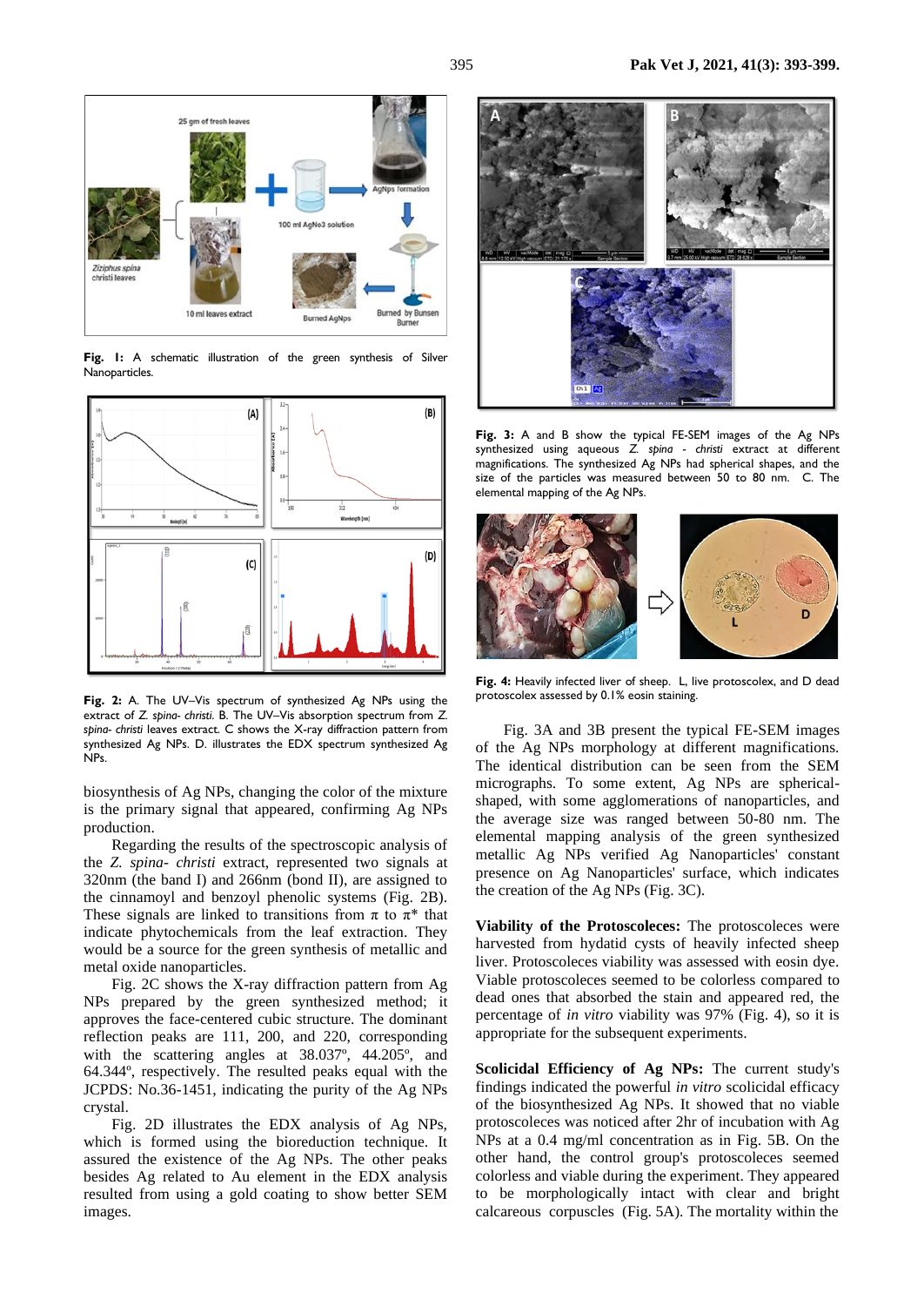Fig. 1: A schematic illustration of the green synthesis of Silver Nanoparticles.

Fig. 2: A. The UV–Vis spectrum of synthesized Ag NPs using the extract of *Z. spina- christi*. B. The UV–Vis absorption spectrum from *Z. spina- christi* leaves extract. C shows the X-ray diffraction pattern from synthesized Ag NPs. D. illustrates the EDX spectrum synthesized Ag NPs.

biosynthesis of Ag NPs, changing the color of the mixture is the primary signal that appeared, confirming Ag NPs production.

Regarding the results of the spectroscopic analysis of the *Z. spina- christi* extract, represented two signals at 320nm (the band I) and 266nm (bond II), are assigned to the cinnamoyl and benzoyl phenolic systems (Fig. 2B). These signals are linked to transitions from $\pi$ to $\pi^*$ that indicate phytochemicals from the leaf extraction. They would be a source for the green synthesis of metallic and metal oxide nanoparticles.

Fig. 2C shows the X-ray diffraction pattern from Ag NPs prepared by the green synthesized method; it approves the face-centered cubic structure. The dominant reflection peaks are 111, 200, and 220, corresponding with the scattering angles at 38.037º, 44.205º, and 64.344º, respectively. The resulted peaks equal with the JCPDS: No.36-1451, indicating the purity of the Ag NPs crystal.

Fig. 2D illustrates the EDX analysis of Ag NPs, which is formed using the bioreduction technique. It assured the existence of the Ag NPs. The other peaks besides Ag related to Au element in the EDX analysis resulted from using a gold coating to show better SEM images.

Fig. 3: A and B show the typical FE-SEM images of the Ag NPs synthesized using aqueous *Z. spina - christi* extract at different magnifications. The synthesized Ag NPs had spherical shapes, and the size of the particles was measured between 50 to 80 nm. C. The elemental mapping of the Ag NPs.

Fig. 4: Heavily infected liver of sheep. L, live protoscolex, and D dead protoscolex assessed by 0.1% eosin staining.

Fig. 3A and 3B present the typical FE-SEM images of the Ag NPs morphology at different magnifications. The identical distribution can be seen from the SEM micrographs. To some extent, Ag NPs are spherical-shaped, with some agglomerations of nanoparticles, and the average size was ranged between 50-80 nm. The elemental mapping analysis of the green synthesized metallic Ag NPs verified Ag Nanoparticles' constant presence on Ag Nanoparticles' surface, which indicates the creation of the Ag NPs (Fig. 3C).

**Viability of the Protoscoleces:** The protoscoleces were harvested from hydatid cysts of heavily infected sheep liver. Protoscoleces viability was assessed with eosin dye. Viable protoscoleces seemed to be colorless compared to dead ones that absorbed the stain and appeared red, the percentage of *in vitro* viability was 97% (Fig. 4), so it is appropriate for the subsequent experiments.

**Scolicidal Efficiency of Ag NPs:** The current study's findings indicated the powerful *in vitro* scolicidal efficacy of the biosynthesized Ag NPs. It showed that no viable protoscoleces was noticed after 2hr of incubation with Ag NPs at a 0.4 mg/ml concentration as in Fig. 5B. On the other hand, the control group's protoscoleces seemed colorless and viable during the experiment. They appeared to be morphologically intact with clear and bright calcareous corpuscles (Fig. 5A). The mortality within the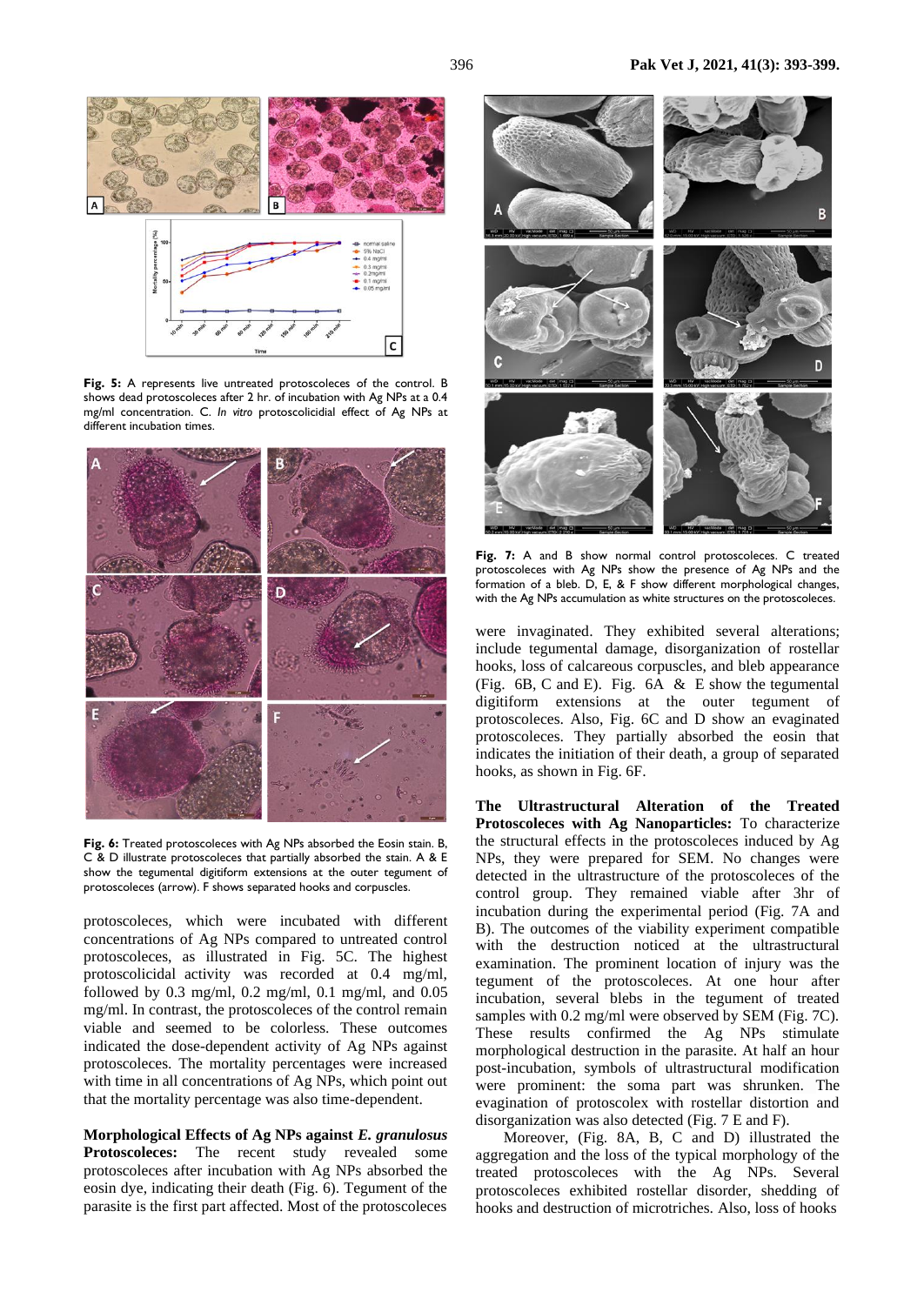**Fig. 5:** A represents live untreated protoscoleces of the control. B shows dead protoscoleces after 2 hr. of incubation with Ag NPs at a 0.4 mg/ml concentration. C. *In vitro* protoscolicidial effect of Ag NPs at different incubation times.

**Fig. 6:** Treated protoscoleces with Ag NPs absorbed the Eosin stain. B, C & D illustrate protoscoleces that partially absorbed the stain. A & E show the tegumental digitiform extensions at the outer tegument of protoscoleces (arrow). F shows separated hooks and corpuscles.

protoscoleces, which were incubated with different concentrations of Ag NPs compared to untreated control protoscoleces, as illustrated in Fig. 5C. The highest protoscolicidal activity was recorded at 0.4 mg/ml, followed by 0.3 mg/ml, 0.2 mg/ml, 0.1 mg/ml, and 0.05 mg/ml. In contrast, the protoscoleces of the control remain viable and seemed to be colorless. These outcomes indicated the dose-dependent activity of Ag NPs against protoscoleces. The mortality percentages were increased with time in all concentrations of Ag NPs, which point out that the mortality percentage was also time-dependent.

**Morphological Effects of Ag NPs against *E. granulosus* Protoscoleces:** The recent study revealed some protoscoleces after incubation with Ag NPs absorbed the eosin dye, indicating their death (Fig. 6). Tegument of the parasite is the first part affected. Most of the protoscoleces were invaginated. They exhibited several alterations; include tegumental damage, disorganization of rostellar hooks, loss of calcareous corpuscles, and bleb appearance (Fig. 6B, C and E). Fig. 6A & E show the tegumental digitiform extensions at the outer tegument of protoscoleces. Also, Fig. 6C and D show an evaginated protoscoleces. They partially absorbed the eosin that indicates the initiation of their death, a group of separated hooks, as shown in Fig. 6F.

**Fig. 7:** A and B show normal control protoscoleces. C treated protoscoleces with Ag NPs show the presence of Ag NPs and the formation of a bleb. D, E, & F show different morphological changes, with the Ag NPs accumulation as white structures on the protoscoleces.

**The Ultrastructural Alteration of the Treated Protoscoleces with Ag Nanoparticles:** To characterize the structural effects in the protoscoleces induced by Ag NPs, they were prepared for SEM. No changes were detected in the ultrastructure of the protoscoleces of the control group. They remained viable after 3hr of incubation during the experimental period (Fig. 7A and B). The outcomes of the viability experiment compatible with the destruction noticed at the ultrastructural examination. The prominent location of injury was the tegument of the protoscoleces. At one hour after incubation, several blebs in the tegument of treated samples with 0.2 mg/ml were observed by SEM (Fig. 7C). These results confirmed the Ag NPs stimulate morphological destruction in the parasite. At half an hour post-incubation, symbols of ultrastructural modification were prominent: the soma part was shrunken. The evagination of protoscolex with rostellar distortion and disorganization was also detected (Fig. 7 E and F).

Moreover, (Fig. 8A, B, C and D) illustrated the aggregation and the loss of the typical morphology of the treated protoscoleces with the Ag NPs. Several protoscoleces exhibited rostellar disorder, shedding of hooks and destruction of microtriches. Also, loss of hooks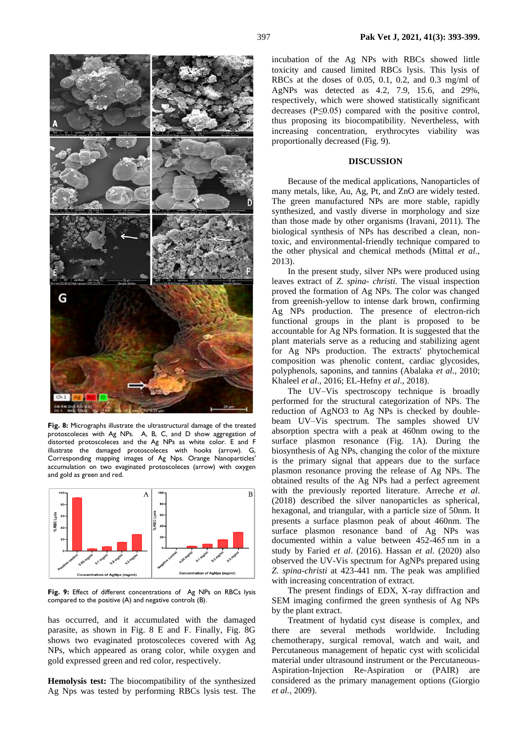Fig. 8: Micrographs illustrate the ultrastructural damage of the treated protoscoleces with Ag NPs. A, B, C, and D show aggregation of distorted protoscoleces and the Ag NPs as white color. E and F illustrate the damaged protoscoleces with hooks (arrow). G, Corresponding mapping images of Ag Nps. Orange Nanoparticles' accumulation on two evaginated protoscoleces (arrow) with oxygen and gold as green and red.

Fig. 9: Effect of different concentrations of Ag NPs on RBCs lysis compared to the positive (A) and negative controls (B).

has occurred, and it accumulated with the damaged parasite, as shown in Fig. 8 E and F. Finally, Fig. 8G shows two evaginated protoscoleces covered with Ag NPs, which appeared as orang color, while oxygen and gold expressed green and red color, respectively.

**Hemolysis test:** The biocompatibility of the synthesized Ag Nps was tested by performing RBCs lysis test. The incubation of the Ag NPs with RBCs showed little toxicity and caused limited RBCs lysis. This lysis of RBCs at the doses of 0.05, 0.1, 0.2, and 0.3 mg/ml of AgNPs was detected as 4.2, 7.9, 15.6, and 29%, respectively, which were showed statistically significant decreases ($P \leq 0.05$) compared with the positive control, thus proposing its biocompatibility. Nevertheless, with increasing concentration, erythrocytes viability was proportionally decreased (Fig. 9).

## DISCUSSION

Because of the medical applications, Nanoparticles of many metals, like, Au, Ag, Pt, and ZnO are widely tested. The green manufactured NPs are more stable, rapidly synthesized, and vastly diverse in morphology and size than those made by other organisms (Iravani, 2011). The biological synthesis of NPs has described a clean, non-toxic, and environmental-friendly technique compared to the other physical and chemical methods (Mittal *et al*., 2013).

In the present study, silver NPs were produced using leaves extract of *Z. spina- christi.* The visual inspection proved the formation of Ag NPs. The color was changed from greenish-yellow to intense dark brown, confirming Ag NPs production. The presence of electron-rich functional groups in the plant is proposed to be accountable for Ag NPs formation. It is suggested that the plant materials serve as a reducing and stabilizing agent for Ag NPs production. The extracts' phytochemical composition was phenolic content, cardiac glycosides, polyphenols, saponins, and tannins (Abalaka *et al*., 2010; Khaleel *et al*., 2016; EL-Hefny *et al*., 2018).

The UV–Vis spectroscopy technique is broadly performed for the structural categorization of NPs. The reduction of $AgNO_3$ to Ag NPs is checked by double-beam UV–Vis spectrum. The samples showed UV absorption spectra with a peak at 460nm owing to the surface plasmon resonance (Fig. 1A). During the biosynthesis of Ag NPs, changing the color of the mixture is the primary signal that appears due to the surface plasmon resonance proving the release of Ag NPs. The obtained results of the Ag NPs had a perfect agreement with the previously reported literature. Arreche *et al*. (2018) described the silver nanoparticles as spherical, hexagonal, and triangular, with a particle size of 50nm. It presents a surface plasmon peak of about 460nm. The surface plasmon resonance band of Ag NPs was documented within a value between 452-465 nm in a study by Faried *et al*. (2016). Hassan *et al*. (2020) also observed the UV-Vis spectrum for AgNPs prepared using *Z. spina-christi* at 423-441 nm. The peak was amplified with increasing concentration of extract.

The present findings of EDX, X-ray diffraction and SEM imaging confirmed the green synthesis of Ag NPs by the plant extract.

Treatment of hydatid cyst disease is complex, and there are several methods worldwide. Including chemotherapy, surgical removal, watch and wait, and Percutaneous management of hepatic cyst with scolicidal material under ultrasound instrument or the Percutaneous-Aspiration-Injection Re-Aspiration or (PAIR) are considered as the primary management options (Giorgio *et al.*, 2009).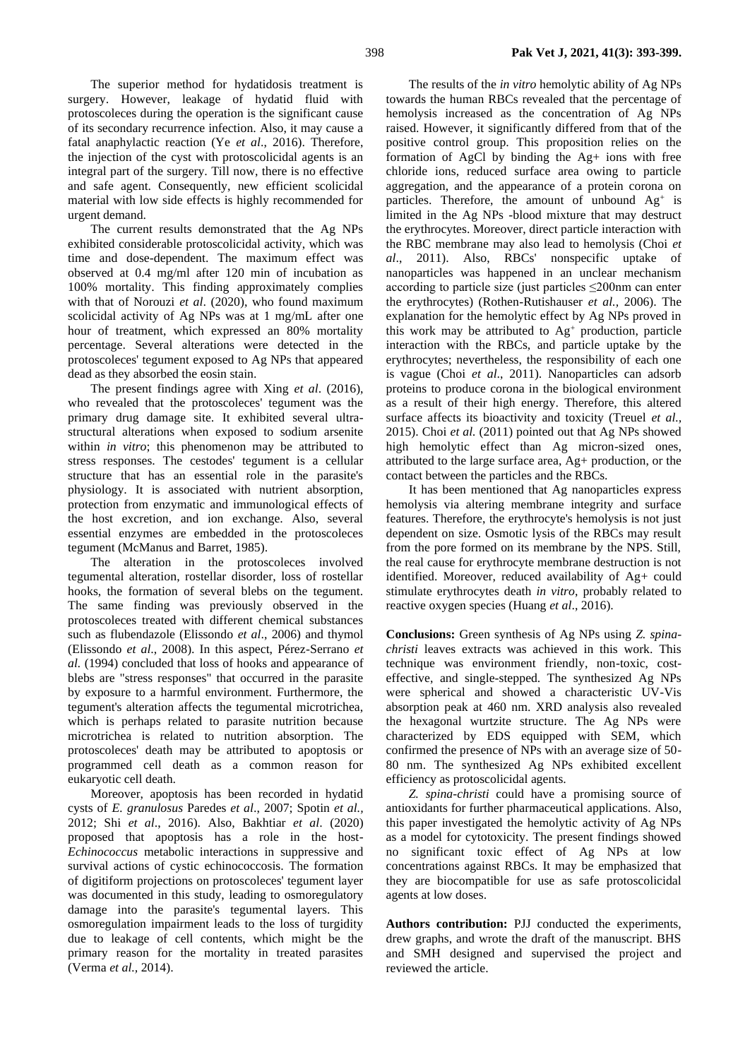The superior method for hydatidosis treatment is surgery. However, leakage of hydatid fluid with protoscoleces during the operation is the significant cause of its secondary recurrence infection. Also, it may cause a fatal anaphylactic reaction (Ye *et al*., 2016). Therefore, the injection of the cyst with protoscolicidal agents is an integral part of the surgery. Till now, there is no effective and safe agent. Consequently, new efficient scolicidal material with low side effects is highly recommended for urgent demand.

The current results demonstrated that the Ag NPs exhibited considerable protoscolicidal activity, which was time and dose-dependent. The maximum effect was observed at 0.4 mg/ml after 120 min of incubation as 100% mortality. This finding approximately complies with that of Norouzi *et al*. (2020), who found maximum scolicidal activity of Ag NPs was at 1 mg/mL after one hour of treatment, which expressed an 80% mortality percentage. Several alterations were detected in the protoscoleces' tegument exposed to Ag NPs that appeared dead as they absorbed the eosin stain.

The present findings agree with Xing *et al*. (2016), who revealed that the protoscoleces' tegument was the primary drug damage site. It exhibited several ultra-structural alterations when exposed to sodium arsenite within *in vitro*; this phenomenon may be attributed to stress responses. The cestodes' tegument is a cellular structure that has an essential role in the parasite's physiology. It is associated with nutrient absorption, protection from enzymatic and immunological effects of the host excretion, and ion exchange. Also, several essential enzymes are embedded in the protoscoleces tegument (McManus and Barret, 1985).

The alteration in the protoscoleces involved tegumental alteration, rostellar disorder, loss of rostellar hooks, the formation of several blebs on the tegument. The same finding was previously observed in the protoscoleces treated with different chemical substances such as flubendazole (Elissondo *et al*., 2006) and thymol (Elissondo *et al*., 2008). In this aspect, Pérez-Serrano *et al.* (1994) concluded that loss of hooks and appearance of blebs are "stress responses" that occurred in the parasite by exposure to a harmful environment. Furthermore, the tegument's alteration affects the tegumental microtrichea, which is perhaps related to parasite nutrition because microtrichea is related to nutrition absorption. The protoscoleces' death may be attributed to apoptosis or programmed cell death as a common reason for eukaryotic cell death.

Moreover, apoptosis has been recorded in hydatid cysts of *E. granulosus* Paredes *et al*., 2007; Spotin *et al.,* 2012; Shi *et al*., 2016). Also, Bakhtiar *et al*. (2020) proposed that apoptosis has a role in the host-*Echinococcus* metabolic interactions in suppressive and survival actions of cystic echinococcosis. The formation of digitiform projections on protoscoleces' tegument layer was documented in this study, leading to osmoregulatory damage into the parasite's tegumental layers. This osmoregulation impairment leads to the loss of turgidity due to leakage of cell contents, which might be the primary reason for the mortality in treated parasites (Verma *et al.,* 2014).

The results of the *in vitro* hemolytic ability of Ag NPs towards the human RBCs revealed that the percentage of hemolysis increased as the concentration of Ag NPs raised. However, it significantly differed from that of the positive control group. This proposition relies on the formation of AgCl by binding the $Ag^+$ ions with free chloride ions, reduced surface area owing to particle aggregation, and the appearance of a protein corona on particles. Therefore, the amount of unbound $Ag^+$ is limited in the Ag NPs -blood mixture that may destruct the erythrocytes. Moreover, direct particle interaction with the RBC membrane may also lead to hemolysis (Choi *et al*., 2011). Also, RBCs' nonspecific uptake of nanoparticles was happened in an unclear mechanism according to particle size (just particles ≤200nm can enter the erythrocytes) (Rothen-Rutishauser *et al.,* 2006). The explanation for the hemolytic effect by Ag NPs proved in this work may be attributed to $Ag^+$ production, particle interaction with the RBCs, and particle uptake by the erythrocytes; nevertheless, the responsibility of each one is vague (Choi *et al*., 2011). Nanoparticles can adsorb proteins to produce corona in the biological environment as a result of their high energy. Therefore, this altered surface affects its bioactivity and toxicity (Treuel *et al.,* 2015). Choi *et al.* (2011) pointed out that Ag NPs showed high hemolytic effect than Ag micron-sized ones, attributed to the large surface area, $Ag^+$ production, or the contact between the particles and the RBCs.

It has been mentioned that Ag nanoparticles express hemolysis via altering membrane integrity and surface features. Therefore, the erythrocyte's hemolysis is not just dependent on size. Osmotic lysis of the RBCs may result from the pore formed on its membrane by the NPS. Still, the real cause for erythrocyte membrane destruction is not identified. Moreover, reduced availability of $Ag^+$ could stimulate erythrocytes death *in vitro*, probably related to reactive oxygen species (Huang *et al*., 2016).

**Conclusions:** Green synthesis of Ag NPs using *Z. spina-christi* leaves extracts was achieved in this work. This technique was environment friendly, non-toxic, cost-effective, and single-stepped. The synthesized Ag NPs were spherical and showed a characteristic UV-Vis absorption peak at 460 nm. XRD analysis also revealed the hexagonal wurtzite structure. The Ag NPs were characterized by EDS equipped with SEM, which confirmed the presence of NPs with an average size of 50-80 nm. The synthesized Ag NPs exhibited excellent efficiency as protoscolicidal agents.

*Z. spina-christi* could have a promising source of antioxidants for further pharmaceutical applications. Also, this paper investigated the hemolytic activity of Ag NPs as a model for cytotoxicity. The present findings showed no significant toxic effect of Ag NPs at low concentrations against RBCs. It may be emphasized that they are biocompatible for use as safe protoscolicidal agents at low doses.

**Authors contribution:** PJJ conducted the experiments, drew graphs, and wrote the draft of the manuscript. BHS and SMH designed and supervised the project and reviewed the article.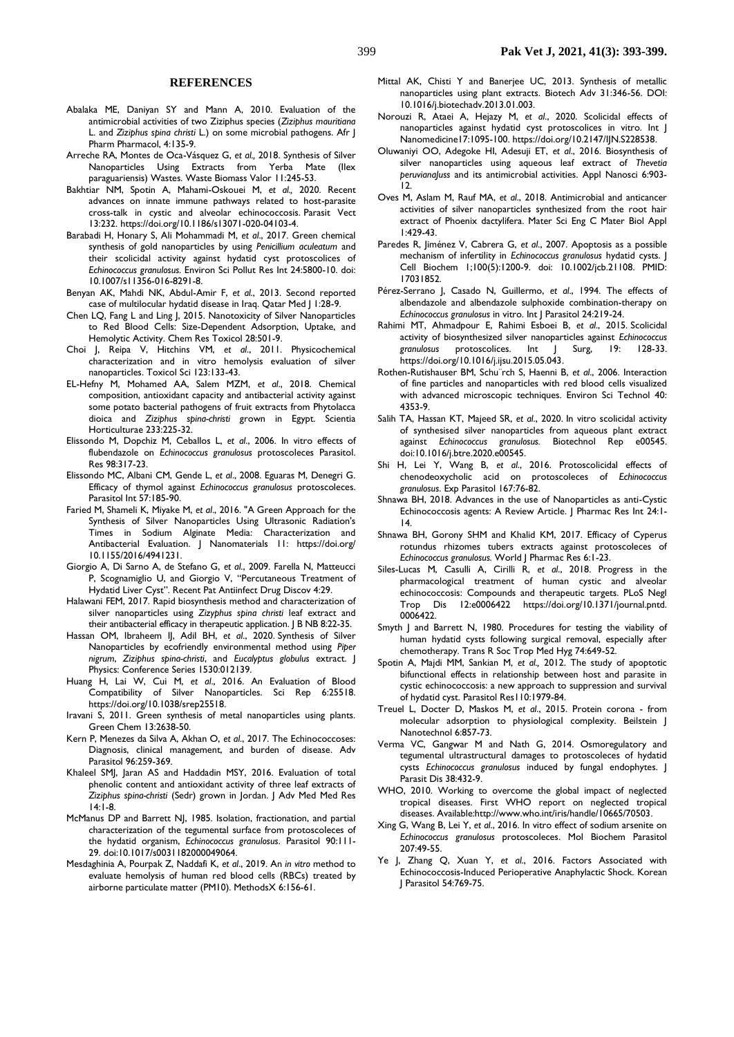## REFERENCES

Abalaka ME, Daniyan SY and Mann A, 2010. Evaluation of the antimicrobial activities of two Ziziphus species (*Ziziphus mauritiana* L. and *Ziziphus spina christi* L.) on some microbial pathogens. Afr J Pharm Pharmacol, 4:135-9.

Arreche RA, Montes de Oca-Vásquez G, *et al.,* 2018. Synthesis of Silver Nanoparticles Using Extracts from Yerba Mate (Ilex paraguariensis) Wastes. Waste Biomass Valor 11:245-53.

Bakhtiar NM, Spotin A, Mahami-Oskouei M, *et al.,* 2020. Recent advances on innate immune pathways related to host-parasite cross-talk in cystic and alveolar echinococcosis. Parasit Vect 13:232. https://doi.org/10.1186/s13071-020-04103-4.

Barabadi H, Honary S, Ali Mohammadi M, *et al.,* 2017. Green chemical synthesis of gold nanoparticles by using *Penicillium aculeatum* and their scolicidal activity against hydatid cyst protoscolices of *Echinococcus granulosus*. Environ Sci Pollut Res Int 24:5800-10. doi: 10.1007/s11356-016-8291-8.

Benyan AK, Mahdi NK, Abdul-Amir F, *et al.,* 2013. Second reported case of multilocular hydatid disease in Iraq. Qatar Med J 1:28-9.

Chen LQ, Fang L and Ling J, 2015. Nanotoxicity of Silver Nanoparticles to Red Blood Cells: Size-Dependent Adsorption, Uptake, and Hemolytic Activity. Chem Res Toxicol 28:501-9.

Choi J, Reipa V, Hitchins VM, *et al.,* 2011. Physicochemical characterization and in vitro hemolysis evaluation of silver nanoparticles. Toxicol Sci 123:133-43.

EL-Hefny M, Mohamed AA, Salem MZM, *et al.,* 2018. Chemical composition, antioxidant capacity and antibacterial activity against some potato bacterial pathogens of fruit extracts from Phytolacca dioica and *Ziziphus spina-christi* grown in Egypt. Scientia Horticulturae 233:225-32.

Elissondo M, Dopchiz M, Ceballos L, *et al.,* 2006. In vitro effects of flubendazole on *Echinococcus granulosus* protoscoleces Parasitol. Res 98:317-23.

Elissondo MC, Albani CM, Gende L, *et al.,* 2008. Eguaras M, Denegri G. Efficacy of thymol against *Echinococcus granulosus* protoscoleces. Parasitol Int 57:185-90.

Faried M, Shameli K, Miyake M, *et al.,* 2016. "A Green Approach for the Synthesis of Silver Nanoparticles Using Ultrasonic Radiation's Times in Sodium Alginate Media: Characterization and Antibacterial Evaluation. J Nanomaterials 11: https://doi.org/10.1155/2016/4941231.

Giorgio A, Di Sarno A, de Stefano G, *et al.,* 2009. Farella N, Matteucci P, Scognamiglio U, and Giorgio V, "Percutaneous Treatment of Hydatid Liver Cyst". Recent Pat Antiinfect Drug Discov 4:29.

Halawani FEM, 2017. Rapid biosynthesis method and characterization of silver nanoparticles using *Zizyphus spina christi* leaf extract and their antibacterial efficacy in therapeutic application. J B NB 8:22-35.

Hassan OM, Ibraheem IJ, Adil BH, *et al.,* 2020. Synthesis of Silver Nanoparticles by ecofriendly environmental method using *Piper nigrum*, *Ziziphus spina-christi*, and *Eucalyptus globulus* extract. J Physics: Conference Series 1530:012139.

Huang H, Lai W, Cui M, *et al.,* 2016. An Evaluation of Blood Compatibility of Silver Nanoparticles. Sci Rep 6:25518. https://doi.org/10.1038/srep25518.

Iravani S, 2011. Green synthesis of metal nanoparticles using plants. Green Chem 13:2638-50.

Kern P, Menezes da Silva A, Akhan O, *et al.,* 2017. The Echinococcoses: Diagnosis, clinical management, and burden of disease. Adv Parasitol 96:259-369.

Khaleel SMJ, Jaran AS and Haddadin MSY, 2016. Evaluation of total phenolic content and antioxidant activity of three leaf extracts of *Ziziphus spina-christi* (Sedr) grown in Jordan. J Adv Med Med Res 14:1-8.

McManus DP and Barrett NJ, 1985. Isolation, fractionation, and partial characterization of the tegumental surface from protoscoleces of the hydatid organism, *Echinococcus granulosus*. Parasitol 90:111-29. doi:10.1017/s0031182000049064.

Mesdaghinia A, Pourpak Z, Naddafi K, *et al.,* 2019. An *in vitro* method to evaluate hemolysis of human red blood cells (RBCs) treated by airborne particulate matter (PM10). MethodsX 6:156-61.

Mittal AK, Chisti Y and Banerjee UC, 2013. Synthesis of metallic nanoparticles using plant extracts. Biotech Adv 31:346-56. DOI: 10.1016/j.biotechadv.2013.01.003.

Norouzi R, Ataei A, Hejazy M, *et al.,* 2020. Scolicidal effects of nanoparticles against hydatid cyst protoscolices in vitro. Int J Nanomedicine17:1095-100. https://doi.org/10.2147/IJN.S228538.

Oluwaniyi OO, Adegoke HI, Adesuji ET, *et al.,* 2016. Biosynthesis of silver nanoparticles using aqueous leaf extract of *Thevetia peruvianaJuss* and its antimicrobial activities. Appl Nanosci 6:903-12.

Oves M, Aslam M, Rauf MA, *et al.,* 2018. Antimicrobial and anticancer activities of silver nanoparticles synthesized from the root hair extract of Phoenix dactylifera. Mater Sci Eng C Mater Biol Appl 1:429-43.

Paredes R, Jiménez V, Cabrera G, *et al.,* 2007. Apoptosis as a possible mechanism of infertility in *Echinococcus granulosus* hydatid cysts. J Cell Biochem 1;100(5):1200-9. doi: 10.1002/jcb.21108. PMID: 17031852.

Pérez-Serrano J, Casado N, Guillermo, *et al.,* 1994. The effects of albendazole and albendazole sulphoxide combination-therapy on *Echinococcus granulosus* in vitro. Int J Parasitol 24:219-24.

Rahimi MT, Ahmadpour E, Rahimi Esboei B, *et al.,* 2015. Scolicidal activity of biosynthesized silver nanoparticles against *Echinococcus granulosus* protoscolices. Int J Surg, 19: 128-33. https://doi.org/10.1016/j.ijsu.2015.05.043.

Rothen-Rutishauser BM, Schu¨rch S, Haenni B, *et al.,* 2006. Interaction of fine particles and nanoparticles with red blood cells visualized with advanced microscopic techniques. Environ Sci Technol 40: 4353-9.

Salih TA, Hassan KT, Majeed SR, *et al.,* 2020. In vitro scolicidal activity of synthesised silver nanoparticles from aqueous plant extract against *Echinococcus granulosus*. Biotechnol Rep e00545. doi:10.1016/j.btre.2020.e00545.

Shi H, Lei Y, Wang B, *et al.,* 2016. Protoscolicidal effects of chenodeoxycholic acid on protoscoleces of *Echinococcus granulosus*. Exp Parasitol 167:76-82.

Shnawa BH, 2018. Advances in the use of Nanoparticles as anti-Cystic Echinococcosis agents: A Review Article. J Pharmac Res Int 24:1-14.

Shnawa BH, Gorony SHM and Khalid KM, 2017. Efficacy of Cyperus rotundus rhizomes tubers extracts against protoscoleces of *Echinococcus granulosus.* World J Pharmac Res 6:1-23.

Siles-Lucas M, Casulli A, Cirilli R, *et al.,* 2018. Progress in the pharmacological treatment of human cystic and alveolar echinococcosis: Compounds and therapeutic targets. PLoS Negl Trop Dis 12:e0006422 https://doi.org/10.1371/journal.pntd.0006422.

Smyth J and Barrett N, 1980. Procedures for testing the viability of human hydatid cysts following surgical removal, especially after chemotherapy. Trans R Soc Trop Med Hyg 74:649-52.

Spotin A, Majdi MM, Sankian M, *et al.,* 2012. The study of apoptotic bifunctional effects in relationship between host and parasite in cystic echinococcosis: a new approach to suppression and survival of hydatid cyst. Parasitol Res110:1979-84.

Treuel L, Docter D, Maskos M, *et al.,* 2015. Protein corona - from molecular adsorption to physiological complexity. Beilstein J Nanotechnol 6:857-73.

Verma VC, Gangwar M and Nath G, 2014. Osmoregulatory and tegumental ultrastructural damages to protoscoleces of hydatid cysts *Echinococcus granulosus* induced by fungal endophytes. J Parasit Dis 38:432-9.

WHO, 2010. Working to overcome the global impact of neglected tropical diseases. First WHO report on neglected tropical diseases. Available:http://www.who.int/iris/handle/10665/70503.

Xing G, Wang B, Lei Y, *et al.,* 2016. In vitro effect of sodium arsenite on *Echinococcus granulosus* protoscoleces. Mol Biochem Parasitol 207:49-55.

Ye J, Zhang Q, Xuan Y, *et al.,* 2016. Factors Associated with Echinococcosis-Induced Perioperative Anaphylactic Shock. Korean J Parasitol 54:769-75.